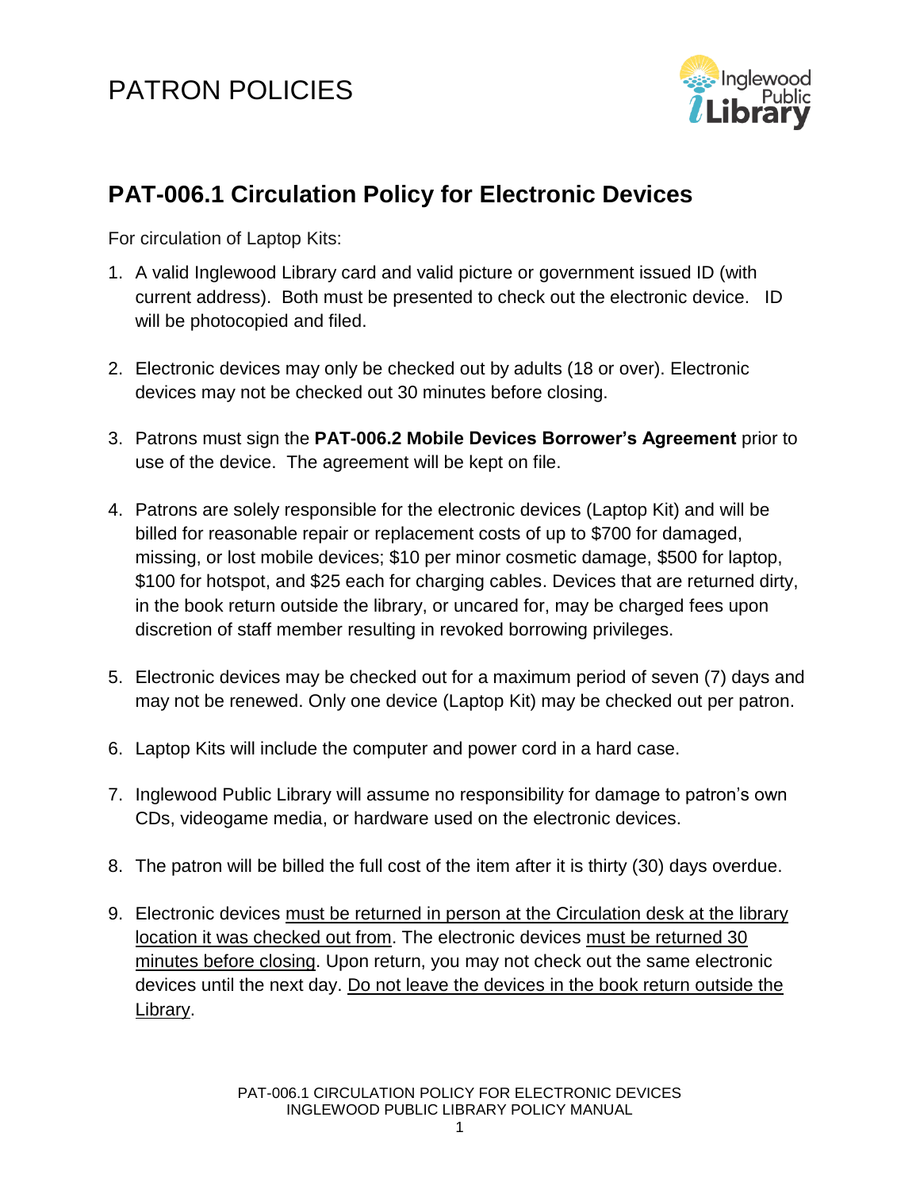# PATRON POLICIES

## PAT-006.1 Circulation Policy for Electronic Devices

For circulation of Laptop Kits:

1. A valid Inglewood Library card and valid picture or government issued ID (with current address). Both must be presented to check out the electronic device. ID will be photocopied and filed.

2. Electronic devices may only be checked out by adults (18 or over). Electronic devices may not be checked out 30 minutes before closing.

3. Patrons must sign the **PAT-006.2 Mobile Devices Borrower's Agreement** prior to use of the device. The agreement will be kept on file.

4. Patrons are solely responsible for the electronic devices (Laptop Kit) and will be billed for reasonable repair or replacement costs of up to $700 for damaged, missing, or lost mobile devices; $10 per minor cosmetic damage, $500 for laptop, $100 for hotspot, and $25 each for charging cables. Devices that are returned dirty, in the book return outside the library, or uncared for, may be charged fees upon discretion of staff member resulting in revoked borrowing privileges.

5. Electronic devices may be checked out for a maximum period of seven (7) days and may not be renewed. Only one device (Laptop Kit) may be checked out per patron.

6. Laptop Kits will include the computer and power cord in a hard case.

7. Inglewood Public Library will assume no responsibility for damage to patron's own CDs, videogame media, or hardware used on the electronic devices.

8. The patron will be billed the full cost of the item after it is thirty (30) days overdue.

9. Electronic devices <u>must be returned in person at the Circulation desk at the library location it was checked out from</u>. The electronic devices <u>must be returned 30 minutes before closing</u>. Upon return, you may not check out the same electronic devices until the next day. <u>Do not leave the devices in the book return outside the Library</u>.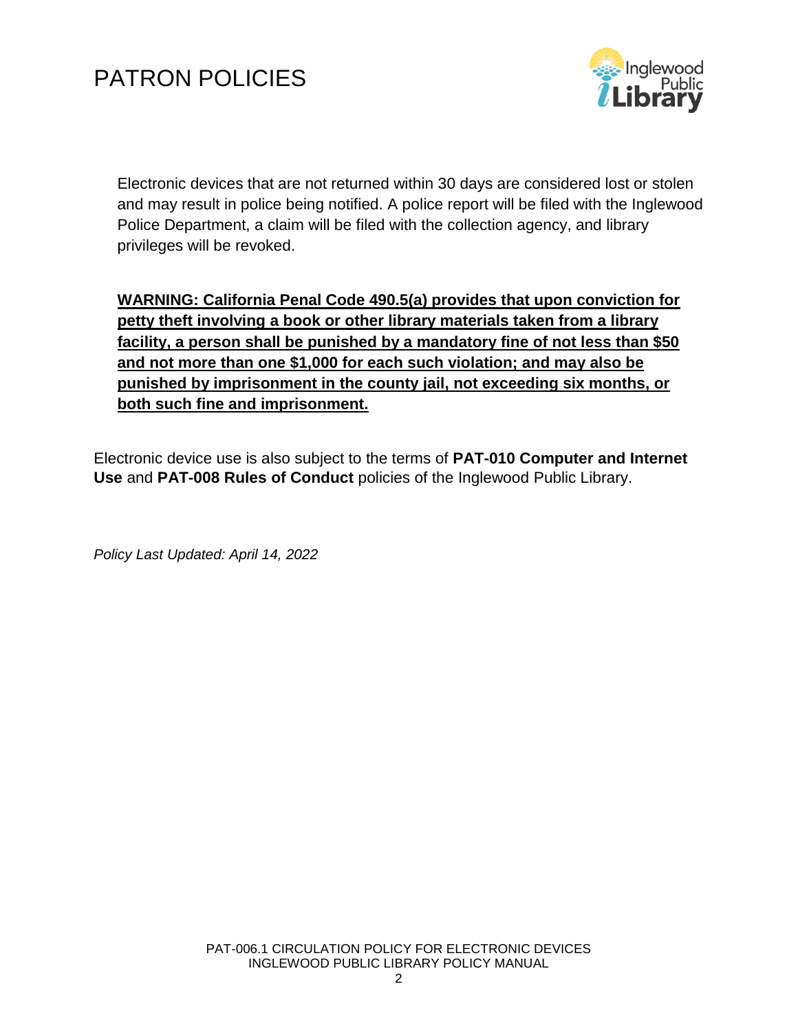Electronic devices that are not returned within 30 days are considered lost or stolen and may result in police being notified. A police report will be filed with the Inglewood Police Department, a claim will be filed with the collection agency, and library privileges will be revoked.

**WARNING: California Penal Code 490.5(a) provides that upon conviction for petty theft involving a book or other library materials taken from a library facility, a person shall be punished by a mandatory fine of not less than $50 and not more than one $1,000 for each such violation; and may also be punished by imprisonment in the county jail, not exceeding six months, or both such fine and imprisonment.**

Electronic device use is also subject to the terms of **PAT-010 Computer and Internet Use** and **PAT-008 Rules of Conduct** policies of the Inglewood Public Library.

*Policy Last Updated: April 14, 2022*